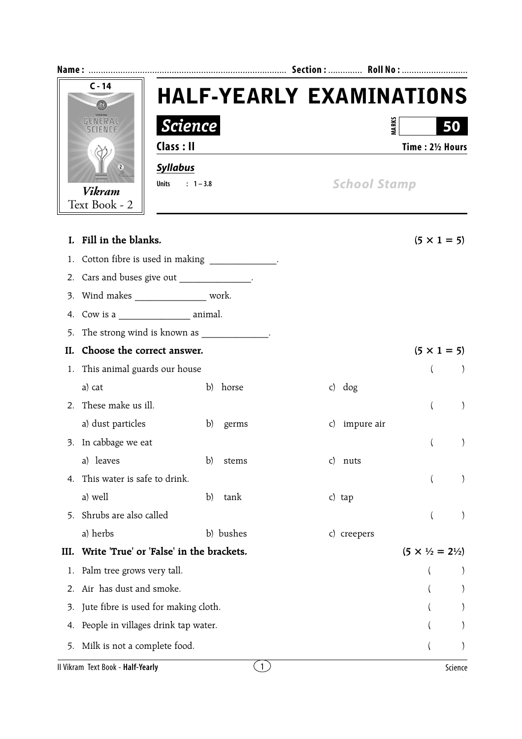Name : ................................................................................ Section : ............. Roll No : ..........................

C - 14

*Vikram*
Text Book - 2

# HALF-YEARLY EXAMINATIONS

## *Science*

MARKS **50**

**Class : II** **Time : 2½ Hours**

***Syllabus***

**Units : 1 – 3.8**

*School Stamp*

**I. Fill in the blanks.** **(5 × 1 = 5)**

1. Cotton fibre is used in making ______________.
2. Cars and buses give out _______________.
3. Wind makes _______________ work.
4. Cow is a _______________ animal.
5. The strong wind is known as ______________.

**II. Choose the correct answer.** **(5 × 1 = 5)**

1. This animal guards our house ( )

   a) cat b) horse c) dog

2. These make us ill. ( )

   a) dust particles b) germs c) impure air

3. In cabbage we eat ( )

   a) leaves b) stems c) nuts

4. This water is safe to drink. ( )

   a) well b) tank c) tap

5. Shrubs are also called ( )

   a) herbs b) bushes c) creepers

**III. Write 'True' or 'False' in the brackets.** **(5 × ½ = 2½)**

1. Palm tree grows very tall. ( )
2. Air has dust and smoke. ( )
3. Jute fibre is used for making cloth. ( )
4. People in villages drink tap water. ( )
5. Milk is not a complete food. ( )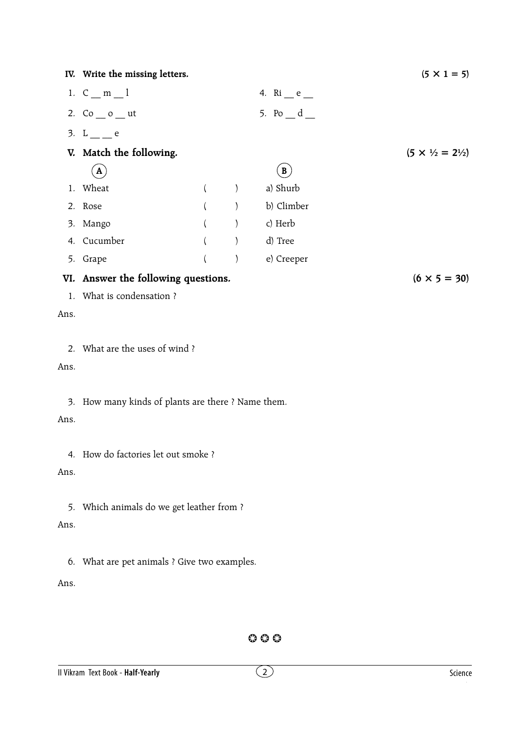**IV. Write the missing letters.** **(5 × 1 = 5)**

1. C __ m __ l
2. Co __ o __ ut
3. L __ __ e
4. Ri __ e __
5. Po __ d __

**V. Match the following.** **(5 × ½ = 2½)**

| | A | | B |
|---|---|---|---|
| 1. | Wheat | ( ) | a) Shurb |
| 2. | Rose | ( ) | b) Climber |
| 3. | Mango | ( ) | c) Herb |
| 4. | Cucumber | ( ) | d) Tree |
| 5. | Grape | ( ) | e) Creeper |

**VI. Answer the following questions.** **(6 × 5 = 30)**

1. What is condensation ?

Ans.

2. What are the uses of wind ?

Ans.

3. How many kinds of plants are there ? Name them.

Ans.

4. How do factories let out smoke ?

Ans.

5. Which animals do we get leather from ?

Ans.

6. What are pet animals ? Give two examples.

Ans.

❂ ❂ ❂